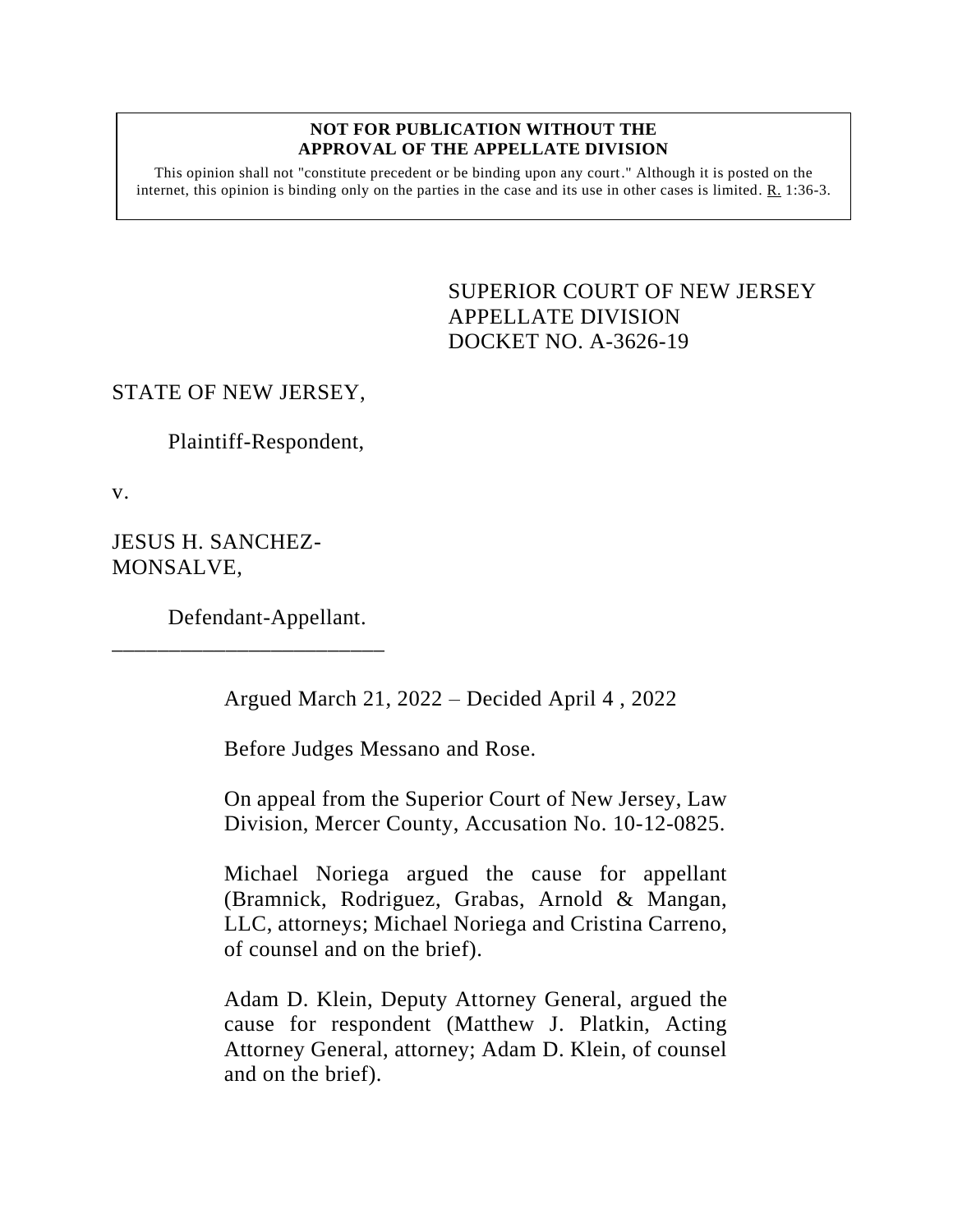**NOT FOR PUBLICATION WITHOUT THE APPROVAL OF THE APPELLATE DIVISION**

This opinion shall not "constitute precedent or be binding upon any court." Although it is posted on the internet, this opinion is binding only on the parties in the case and its use in other cases is limited. R. 1:36-3.

SUPERIOR COURT OF NEW JERSEY
APPELLATE DIVISION
DOCKET NO. A-3626-19

STATE OF NEW JERSEY,

Plaintiff-Respondent,

v.

JESUS H. SANCHEZ-MONSALVE,

Defendant-Appellant.

________________________

Argued March 21, 2022 – Decided April 4 , 2022

Before Judges Messano and Rose.

On appeal from the Superior Court of New Jersey, Law Division, Mercer County, Accusation No. 10-12-0825.

Michael Noriega argued the cause for appellant (Bramnick, Rodriguez, Grabas, Arnold & Mangan, LLC, attorneys; Michael Noriega and Cristina Carreno, of counsel and on the brief).

Adam D. Klein, Deputy Attorney General, argued the cause for respondent (Matthew J. Platkin, Acting Attorney General, attorney; Adam D. Klein, of counsel and on the brief).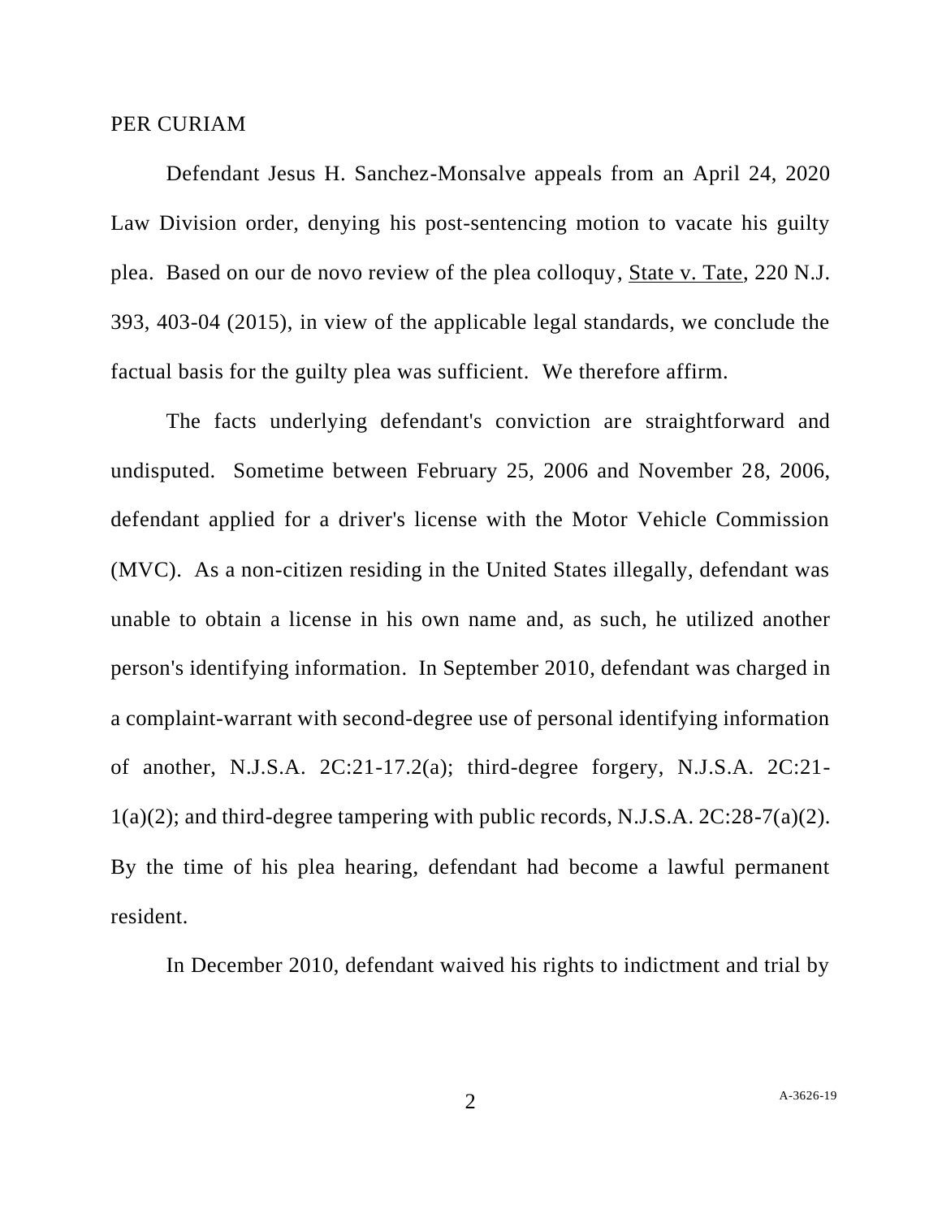PER CURIAM

Defendant Jesus H. Sanchez-Monsalve appeals from an April 24, 2020 Law Division order, denying his post-sentencing motion to vacate his guilty plea. Based on our de novo review of the plea colloquy, State v. Tate, 220 N.J. 393, 403-04 (2015), in view of the applicable legal standards, we conclude the factual basis for the guilty plea was sufficient. We therefore affirm.

The facts underlying defendant's conviction are straightforward and undisputed. Sometime between February 25, 2006 and November 28, 2006, defendant applied for a driver's license with the Motor Vehicle Commission (MVC). As a non-citizen residing in the United States illegally, defendant was unable to obtain a license in his own name and, as such, he utilized another person's identifying information. In September 2010, defendant was charged in a complaint-warrant with second-degree use of personal identifying information of another, N.J.S.A. 2C:21-17.2(a); third-degree forgery, N.J.S.A. 2C:21-1(a)(2); and third-degree tampering with public records, N.J.S.A. 2C:28-7(a)(2). By the time of his plea hearing, defendant had become a lawful permanent resident.

In December 2010, defendant waived his rights to indictment and trial by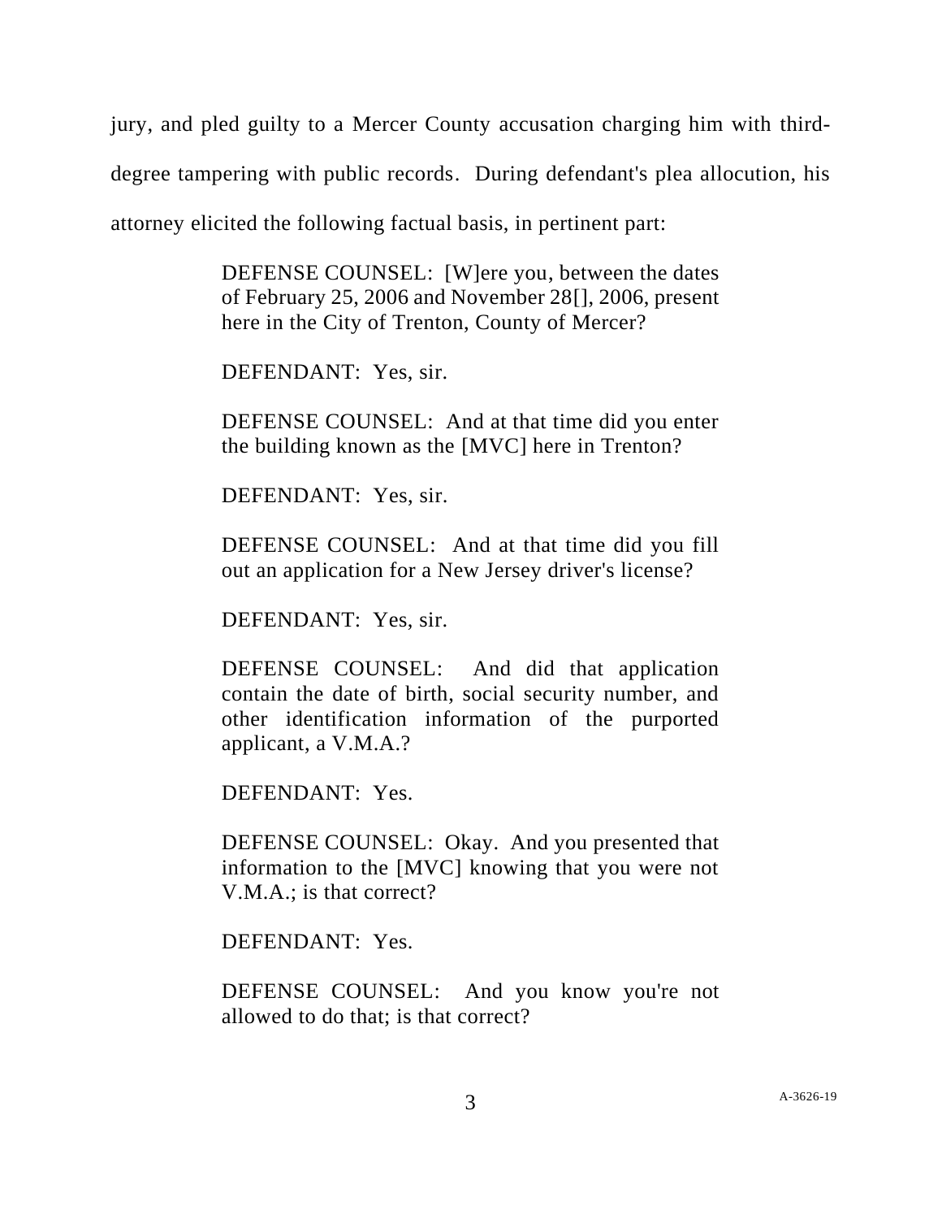jury, and pled guilty to a Mercer County accusation charging him with third-degree tampering with public records. During defendant's plea allocution, his attorney elicited the following factual basis, in pertinent part:

> DEFENSE COUNSEL: [W]ere you, between the dates of February 25, 2006 and November 28[], 2006, present here in the City of Trenton, County of Mercer?
>
> DEFENDANT: Yes, sir.
>
> DEFENSE COUNSEL: And at that time did you enter the building known as the [MVC] here in Trenton?
>
> DEFENDANT: Yes, sir.
>
> DEFENSE COUNSEL: And at that time did you fill out an application for a New Jersey driver's license?
>
> DEFENDANT: Yes, sir.
>
> DEFENSE COUNSEL: And did that application contain the date of birth, social security number, and other identification information of the purported applicant, a V.M.A.?
>
> DEFENDANT: Yes.
>
> DEFENSE COUNSEL: Okay. And you presented that information to the [MVC] knowing that you were not V.M.A.; is that correct?
>
> DEFENDANT: Yes.
>
> DEFENSE COUNSEL: And you know you're not allowed to do that; is that correct?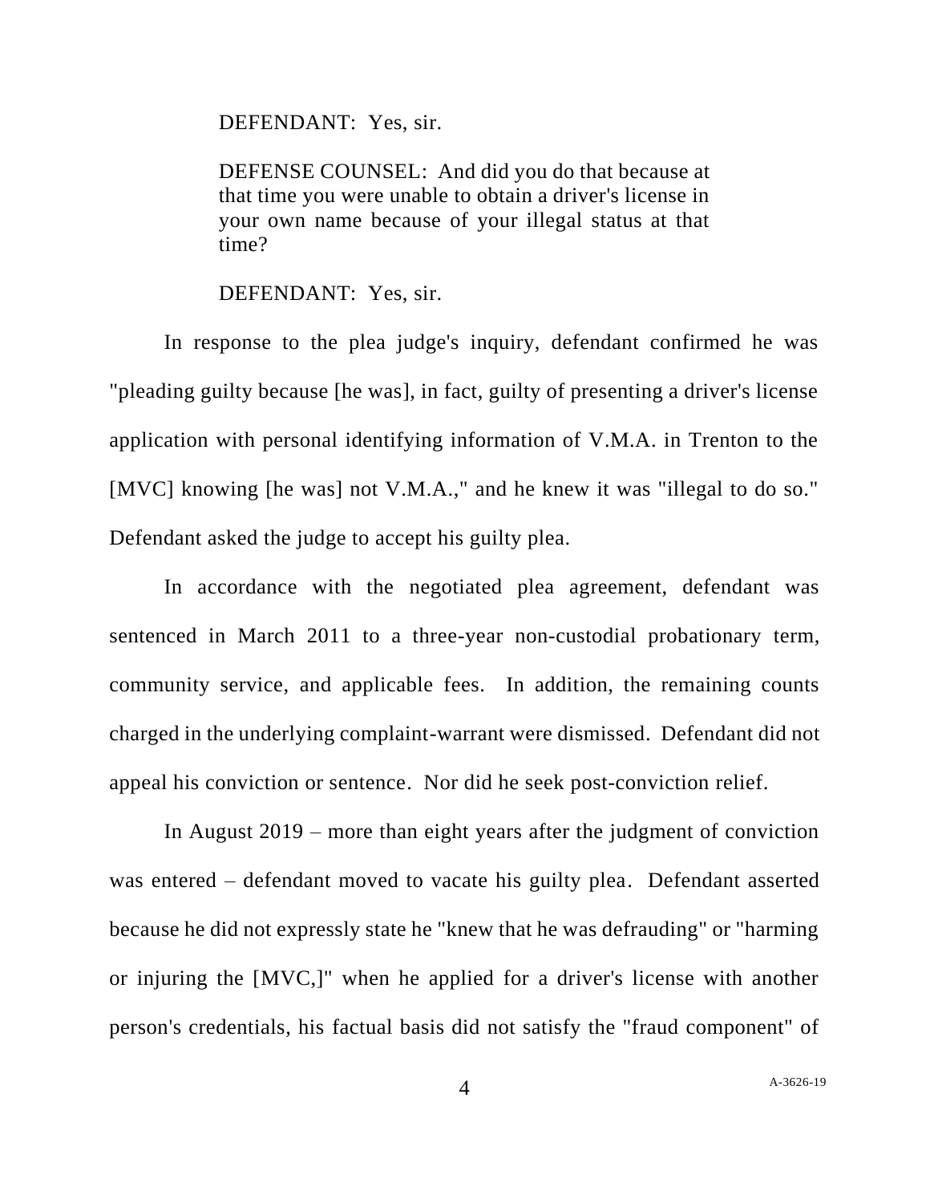DEFENDANT: Yes, sir.

> DEFENSE COUNSEL: And did you do that because at that time you were unable to obtain a driver's license in your own name because of your illegal status at that time?
>
> DEFENDANT: Yes, sir.

In response to the plea judge's inquiry, defendant confirmed he was "pleading guilty because [he was], in fact, guilty of presenting a driver's license application with personal identifying information of V.M.A. in Trenton to the [MVC] knowing [he was] not V.M.A.," and he knew it was "illegal to do so." Defendant asked the judge to accept his guilty plea.

In accordance with the negotiated plea agreement, defendant was sentenced in March 2011 to a three-year non-custodial probationary term, community service, and applicable fees. In addition, the remaining counts charged in the underlying complaint-warrant were dismissed. Defendant did not appeal his conviction or sentence. Nor did he seek post-conviction relief.

In August 2019 – more than eight years after the judgment of conviction was entered – defendant moved to vacate his guilty plea. Defendant asserted because he did not expressly state he "knew that he was defrauding" or "harming or injuring the [MVC,]" when he applied for a driver's license with another person's credentials, his factual basis did not satisfy the "fraud component" of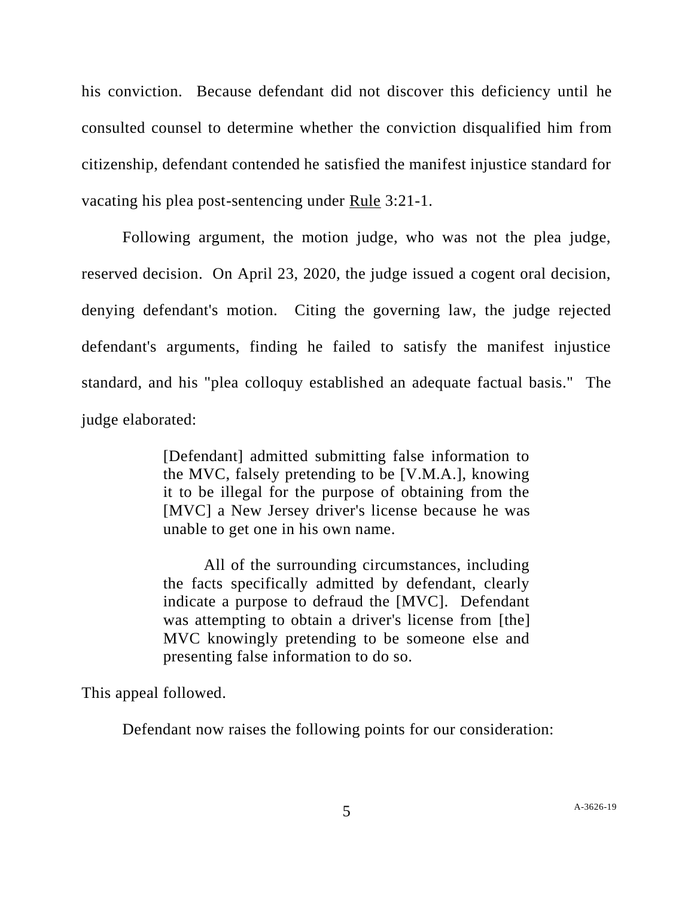his conviction. Because defendant did not discover this deficiency until he consulted counsel to determine whether the conviction disqualified him from citizenship, defendant contended he satisfied the manifest injustice standard for vacating his plea post-sentencing under Rule 3:21-1.

Following argument, the motion judge, who was not the plea judge, reserved decision. On April 23, 2020, the judge issued a cogent oral decision, denying defendant's motion. Citing the governing law, the judge rejected defendant's arguments, finding he failed to satisfy the manifest injustice standard, and his "plea colloquy established an adequate factual basis." The judge elaborated:

> [Defendant] admitted submitting false information to the MVC, falsely pretending to be [V.M.A.], knowing it to be illegal for the purpose of obtaining from the [MVC] a New Jersey driver's license because he was unable to get one in his own name.
>
> All of the surrounding circumstances, including the facts specifically admitted by defendant, clearly indicate a purpose to defraud the [MVC]. Defendant was attempting to obtain a driver's license from [the] MVC knowingly pretending to be someone else and presenting false information to do so.

This appeal followed.

Defendant now raises the following points for our consideration: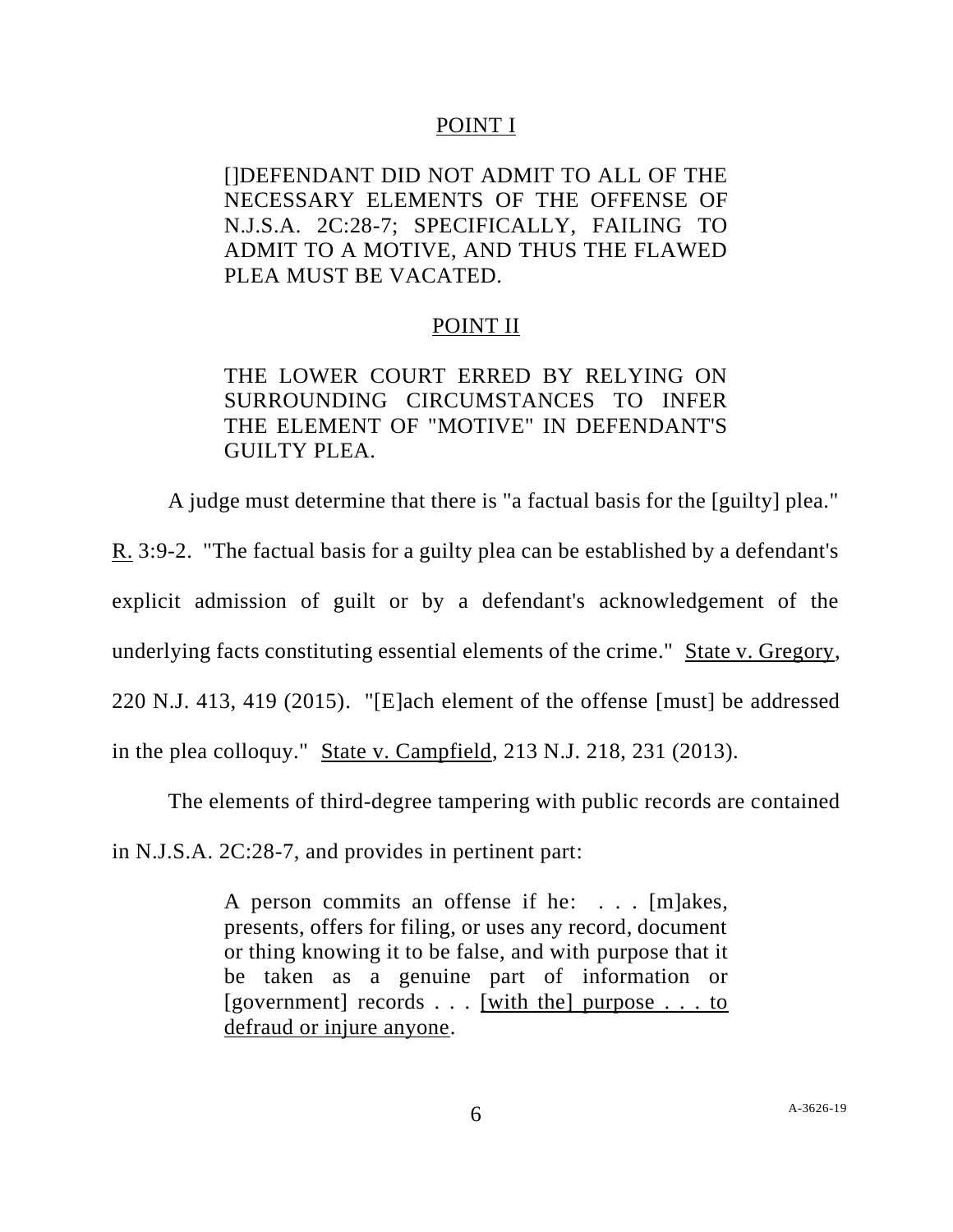POINT I

[]DEFENDANT DID NOT ADMIT TO ALL OF THE NECESSARY ELEMENTS OF THE OFFENSE OF N.J.S.A. 2C:28-7; SPECIFICALLY, FAILING TO ADMIT TO A MOTIVE, AND THUS THE FLAWED PLEA MUST BE VACATED.

POINT II

THE LOWER COURT ERRED BY RELYING ON SURROUNDING CIRCUMSTANCES TO INFER THE ELEMENT OF "MOTIVE" IN DEFENDANT'S GUILTY PLEA.

A judge must determine that there is "a factual basis for the [guilty] plea." R. 3:9-2. "The factual basis for a guilty plea can be established by a defendant's explicit admission of guilt or by a defendant's acknowledgement of the underlying facts constituting essential elements of the crime." State v. Gregory, 220 N.J. 413, 419 (2015). "[E]ach element of the offense [must] be addressed in the plea colloquy." State v. Campfield, 213 N.J. 218, 231 (2013).

The elements of third-degree tampering with public records are contained in N.J.S.A. 2C:28-7, and provides in pertinent part:

> A person commits an offense if he: . . . [m]akes, presents, offers for filing, or uses any record, document or thing knowing it to be false, and with purpose that it be taken as a genuine part of information or [government] records . . . <u>[with the] purpose . . . to defraud or injure anyone</u>.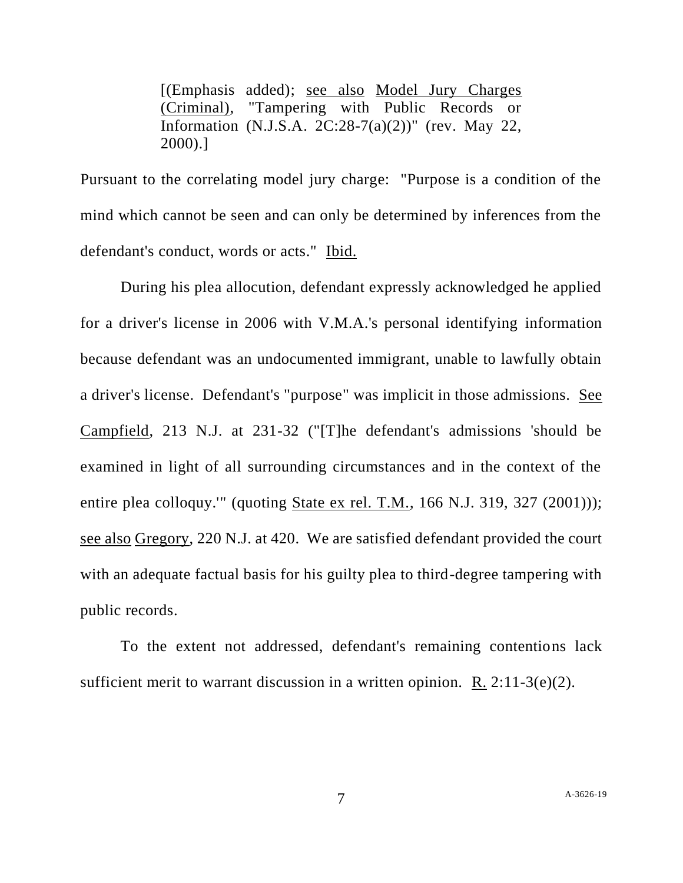> [(Emphasis added); see also Model Jury Charges (Criminal), "Tampering with Public Records or Information (N.J.S.A. 2C:28-7(a)(2))" (rev. May 22, 2000).]

Pursuant to the correlating model jury charge: "Purpose is a condition of the mind which cannot be seen and can only be determined by inferences from the defendant's conduct, words or acts." Ibid.

During his plea allocution, defendant expressly acknowledged he applied for a driver's license in 2006 with V.M.A.'s personal identifying information because defendant was an undocumented immigrant, unable to lawfully obtain a driver's license. Defendant's "purpose" was implicit in those admissions. See Campfield, 213 N.J. at 231-32 ("[T]he defendant's admissions 'should be examined in light of all surrounding circumstances and in the context of the entire plea colloquy.'" (quoting State ex rel. T.M., 166 N.J. 319, 327 (2001))); see also Gregory, 220 N.J. at 420. We are satisfied defendant provided the court with an adequate factual basis for his guilty plea to third-degree tampering with public records.

To the extent not addressed, defendant's remaining contentions lack sufficient merit to warrant discussion in a written opinion. R. 2:11-3(e)(2).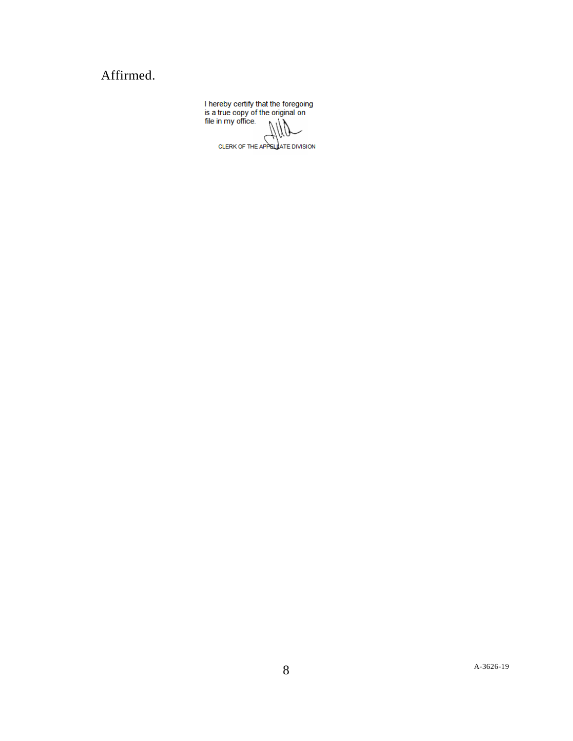Affirmed.

I hereby certify that the foregoing is a true copy of the original on file in my office.

CLERK OF THE APPELLATE DIVISION